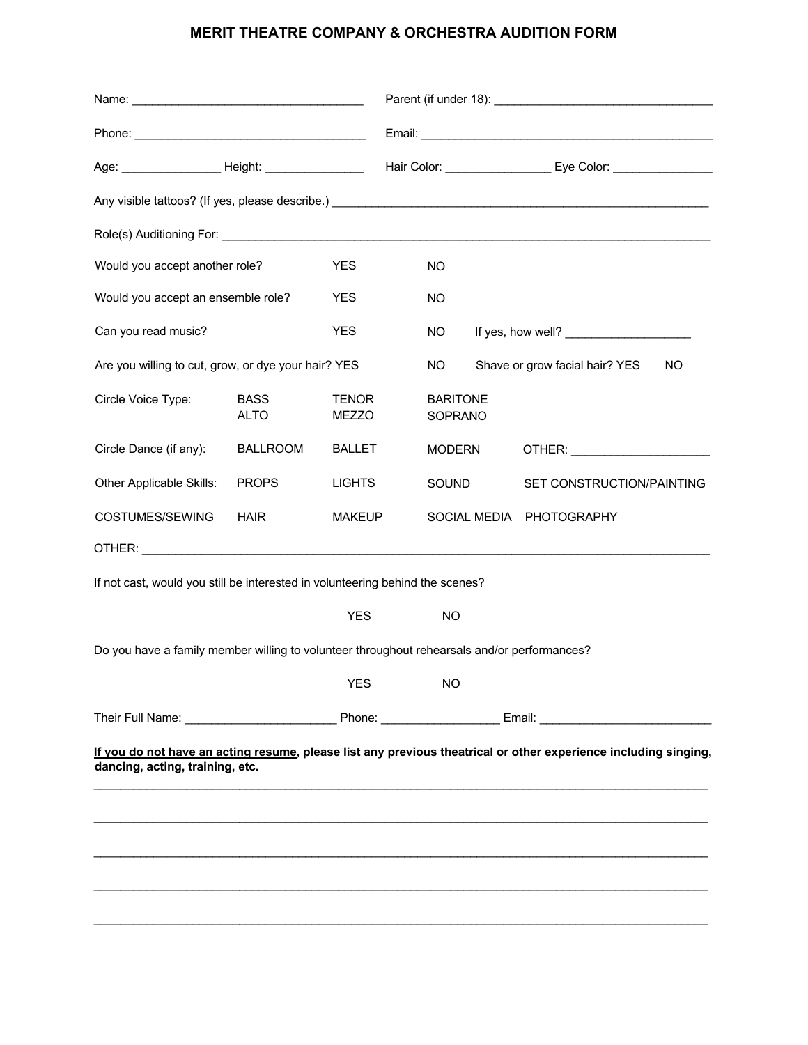# MERIT THEATRE COMPANY & ORCHESTRA AUDITION FORM

Name: ___________________________________ Parent (if under 18): _________________________________

Phone: ___________________________________ Email: ____________________________________________

Age: _______________ Height: _______________ Hair Color: ________________ Eye Color: _______________

Any visible tattoos? (If yes, please describe.) ________________________________________________________

Role(s) Auditioning For: ______________________________________________________________________

Would you accept another role? YES NO

Would you accept an ensemble role? YES NO

Can you read music? YES NO If yes, how well? ___________________

Are you willing to cut, grow, or dye your hair? YES NO Shave or grow facial hair? YES NO

| Circle Voice Type: | BASS | TENOR | BARITONE | |
|---|---|---|---|---|
| | ALTO | MEZZO | SOPRANO | |
| Circle Dance (if any): | BALLROOM | BALLET | MODERN | OTHER: ____________________ |
| Other Applicable Skills: | PROPS | LIGHTS | SOUND | SET CONSTRUCTION/PAINTING |
| COSTUMES/SEWING | HAIR | MAKEUP | SOCIAL MEDIA | PHOTOGRAPHY |

OTHER: ________________________________________________________________________________________

If not cast, would you still be interested in volunteering behind the scenes?

YES NO

Do you have a family member willing to volunteer throughout rehearsals and/or performances?

YES NO

Their Full Name: ______________________ Phone: _________________ Email: _________________________

**If you do not have an acting resume, please list any previous theatrical or other experience including singing, dancing, acting, training, etc.**

______________________________________________________________________________________________

______________________________________________________________________________________________

______________________________________________________________________________________________

______________________________________________________________________________________________

______________________________________________________________________________________________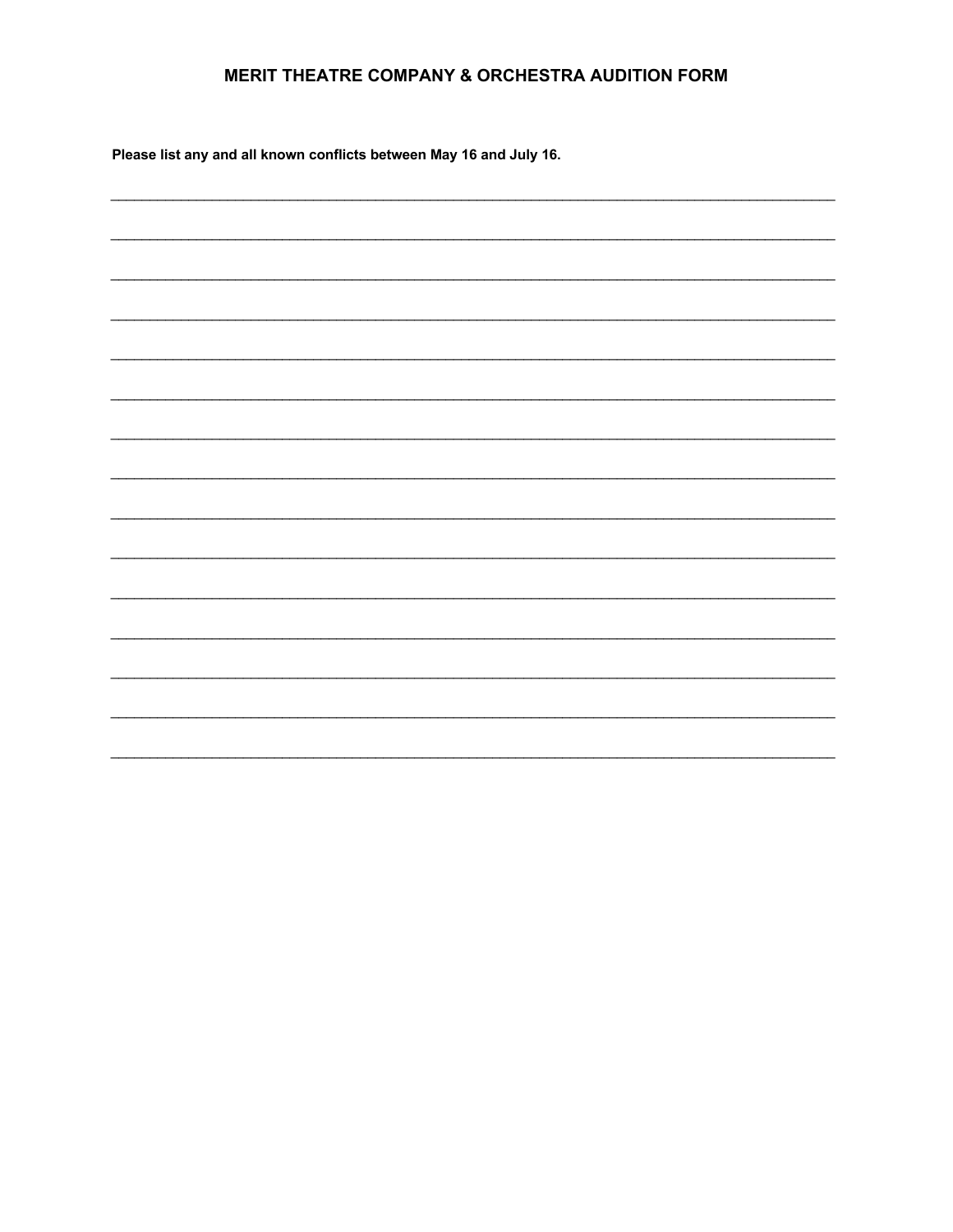## MERIT THEATRE COMPANY & ORCHESTRA AUDITION FORM

**Please list any and all known conflicts between May 16 and July 16.**

_______________________________________________________________________________

_______________________________________________________________________________

_______________________________________________________________________________

_______________________________________________________________________________

_______________________________________________________________________________

_______________________________________________________________________________

_______________________________________________________________________________

_______________________________________________________________________________

_______________________________________________________________________________

_______________________________________________________________________________

_______________________________________________________________________________

_______________________________________________________________________________

_______________________________________________________________________________

_______________________________________________________________________________

_______________________________________________________________________________